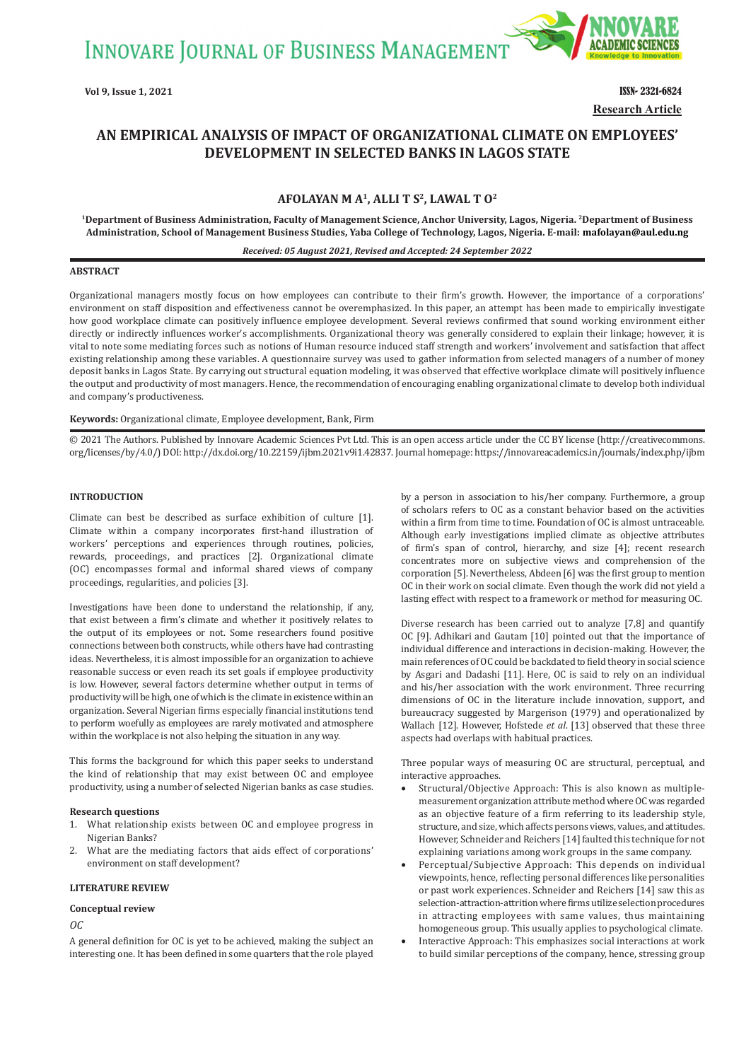Vol 9, Issue 1, 2021

ISSN- 2321-6824

Research Article

# AN EMPIRICAL ANALYSIS OF IMPACT OF ORGANIZATIONAL CLIMATE ON EMPLOYEES' DEVELOPMENT IN SELECTED BANKS IN LAGOS STATE

**AFOLAYAN M A[1], ALLI T S[2], LAWAL T O[2]**

**[1]Department of Business Administration, Faculty of Management Science, Anchor University, Lagos, Nigeria. [2]Department of Business Administration, School of Management Business Studies, Yaba College of Technology, Lagos, Nigeria. E-mail: mafolayan@aul.edu.ng**

*Received: 05 August 2021, Revised and Accepted: 24 September 2022*

## ABSTRACT

Organizational managers mostly focus on how employees can contribute to their firm's growth. However, the importance of a corporations' environment on staff disposition and effectiveness cannot be overemphasized. In this paper, an attempt has been made to empirically investigate how good workplace climate can positively influence employee development. Several reviews confirmed that sound working environment either directly or indirectly influences worker's accomplishments. Organizational theory was generally considered to explain their linkage; however, it is vital to note some mediating forces such as notions of Human resource induced staff strength and workers' involvement and satisfaction that affect existing relationship among these variables. A questionnaire survey was used to gather information from selected managers of a number of money deposit banks in Lagos State. By carrying out structural equation modeling, it was observed that effective workplace climate will positively influence the output and productivity of most managers. Hence, the recommendation of encouraging enabling organizational climate to develop both individual and company's productiveness.

**Keywords:** Organizational climate, Employee development, Bank, Firm

© 2021 The Authors. Published by Innovare Academic Sciences Pvt Ltd. This is an open access article under the CC BY license (http://creativecommons.org/licenses/by/4.0/) DOI: http://dx.doi.org/10.22159/ijbm.2021v9i1.42837. Journal homepage: https://innovareacademics.in/journals/index.php/ijbm

## INTRODUCTION

Climate can best be described as surface exhibition of culture [1]. Climate within a company incorporates first-hand illustration of workers' perceptions and experiences through routines, policies, rewards, proceedings, and practices [2]. Organizational climate (OC) encompasses formal and informal shared views of company proceedings, regularities, and policies [3].

Investigations have been done to understand the relationship, if any, that exist between a firm's climate and whether it positively relates to the output of its employees or not. Some researchers found positive connections between both constructs, while others have had contrasting ideas. Nevertheless, it is almost impossible for an organization to achieve reasonable success or even reach its set goals if employee productivity is low. However, several factors determine whether output in terms of productivity will be high, one of which is the climate in existence within an organization. Several Nigerian firms especially financial institutions tend to perform woefully as employees are rarely motivated and atmosphere within the workplace is not also helping the situation in any way.

This forms the background for which this paper seeks to understand the kind of relationship that may exist between OC and employee productivity, using a number of selected Nigerian banks as case studies.

### Research questions

1. What relationship exists between OC and employee progress in Nigerian Banks?
2. What are the mediating factors that aids effect of corporations' environment on staff development?

## LITERATURE REVIEW

### Conceptual review

*OC*

A general definition for OC is yet to be achieved, making the subject an interesting one. It has been defined in some quarters that the role played by a person in association to his/her company. Furthermore, a group of scholars refers to OC as a constant behavior based on the activities within a firm from time to time. Foundation of OC is almost untraceable. Although early investigations implied climate as objective attributes of firm's span of control, hierarchy, and size [4]; recent research concentrates more on subjective views and comprehension of the corporation [5]. Nevertheless, Abdeen [6] was the first group to mention OC in their work on social climate. Even though the work did not yield a lasting effect with respect to a framework or method for measuring OC.

Diverse research has been carried out to analyze [7,8] and quantify OC [9]. Adhikari and Gautam [10] pointed out that the importance of individual difference and interactions in decision-making. However, the main references of OC could be backdated to field theory in social science by Asgari and Dadashi [11]. Here, OC is said to rely on an individual and his/her association with the work environment. Three recurring dimensions of OC in the literature include innovation, support, and bureaucracy suggested by Margerison (1979) and operationalized by Wallach [12]. However, Hofstede *et al*. [13] observed that these three aspects had overlaps with habitual practices.

Three popular ways of measuring OC are structural, perceptual, and interactive approaches.

- Structural/Objective Approach: This is also known as multiple-measurement organization attribute method where OC was regarded as an objective feature of a firm referring to its leadership style, structure, and size, which affects persons views, values, and attitudes. However, Schneider and Reichers [14] faulted this technique for not explaining variations among work groups in the same company.
- Perceptual/Subjective Approach: This depends on individual viewpoints, hence, reflecting personal differences like personalities or past work experiences. Schneider and Reichers [14] saw this as selection-attraction-attrition where firms utilize selection procedures in attracting employees with same values, thus maintaining homogeneous group. This usually applies to psychological climate.
- Interactive Approach: This emphasizes social interactions at work to build similar perceptions of the company, hence, stressing group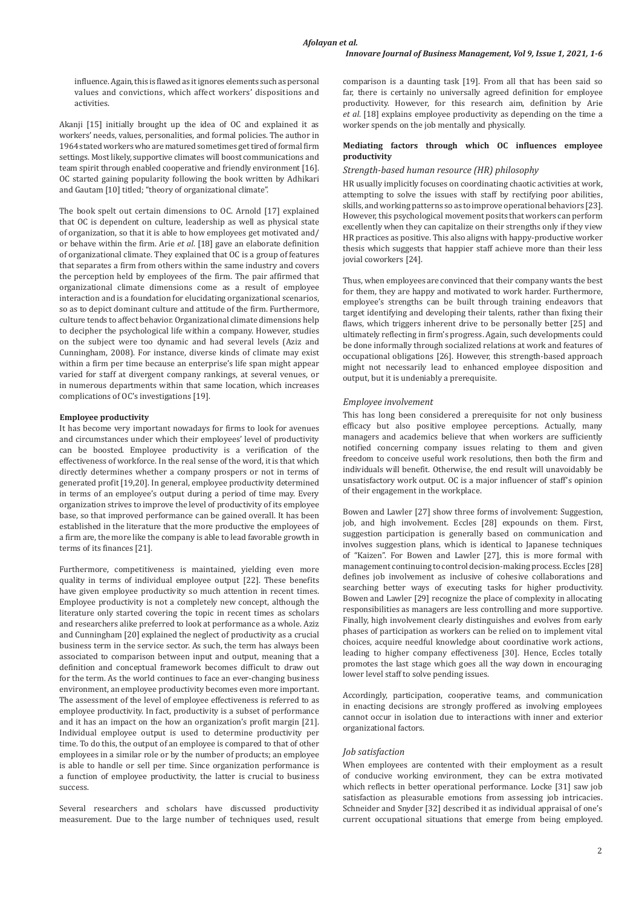influence. Again, this is flawed as it ignores elements such as personal values and convictions, which affect workers' dispositions and activities.

Akanji [15] initially brought up the idea of OC and explained it as workers' needs, values, personalities, and formal policies. The author in 1964 stated workers who are matured sometimes get tired of formal firm settings. Most likely, supportive climates will boost communications and team spirit through enabled cooperative and friendly environment [16]. OC started gaining popularity following the book written by Adhikari and Gautam [10] titled; "theory of organizational climate".

The book spelt out certain dimensions to OC. Arnold [17] explained that OC is dependent on culture, leadership as well as physical state of organization, so that it is able to how employees get motivated and/or behave within the firm. Arie *et al*. [18] gave an elaborate definition of organizational climate. They explained that OC is a group of features that separates a firm from others within the same industry and covers the perception held by employees of the firm. The pair affirmed that organizational climate dimensions come as a result of employee interaction and is a foundation for elucidating organizational scenarios, so as to depict dominant culture and attitude of the firm. Furthermore, culture tends to affect behavior. Organizational climate dimensions help to decipher the psychological life within a company. However, studies on the subject were too dynamic and had several levels (Aziz and Cunningham, 2008). For instance, diverse kinds of climate may exist within a firm per time because an enterprise's life span might appear varied for staff at divergent company rankings, at several venues, or in numerous departments within that same location, which increases complications of OC's investigations [19].

### Employee productivity

It has become very important nowadays for firms to look for avenues and circumstances under which their employees' level of productivity can be boosted. Employee productivity is a verification of the effectiveness of workforce. In the real sense of the word, it is that which directly determines whether a company prospers or not in terms of generated profit [19,20]. In general, employee productivity determined in terms of an employee's output during a period of time may. Every organization strives to improve the level of productivity of its employee base, so that improved performance can be gained overall. It has been established in the literature that the more productive the employees of a firm are, the more like the company is able to lead favorable growth in terms of its finances [21].

Furthermore, competitiveness is maintained, yielding even more quality in terms of individual employee output [22]. These benefits have given employee productivity so much attention in recent times. Employee productivity is not a completely new concept, although the literature only started covering the topic in recent times as scholars and researchers alike preferred to look at performance as a whole. Aziz and Cunningham [20] explained the neglect of productivity as a crucial business term in the service sector. As such, the term has always been associated to comparison between input and output, meaning that a definition and conceptual framework becomes difficult to draw out for the term. As the world continues to face an ever-changing business environment, an employee productivity becomes even more important. The assessment of the level of employee effectiveness is referred to as employee productivity. In fact, productivity is a subset of performance and it has an impact on the how an organization's profit margin [21]. Individual employee output is used to determine productivity per time. To do this, the output of an employee is compared to that of other employees in a similar role or by the number of products; an employee is able to handle or sell per time. Since organization performance is a function of employee productivity, the latter is crucial to business success.

Several researchers and scholars have discussed productivity measurement. Due to the large number of techniques used, result comparison is a daunting task [19]. From all that has been said so far, there is certainly no universally agreed definition for employee productivity. However, for this research aim, definition by Arie *et al*. [18] explains employee productivity as depending on the time a worker spends on the job mentally and physically.

### Mediating factors through which OC influences employee productivity

#### *Strength-based human resource (HR) philosophy*

HR usually implicitly focuses on coordinating chaotic activities at work, attempting to solve the issues with staff by rectifying poor abilities, skills, and working patterns so as to improve operational behaviors [23]. However, this psychological movement posits that workers can perform excellently when they can capitalize on their strengths only if they view HR practices as positive. This also aligns with happy-productive worker thesis which suggests that happier staff achieve more than their less jovial coworkers [24].

Thus, when employees are convinced that their company wants the best for them, they are happy and motivated to work harder. Furthermore, employee's strengths can be built through training endeavors that target identifying and developing their talents, rather than fixing their flaws, which triggers inherent drive to be personally better [25] and ultimately reflecting in firm's progress. Again, such developments could be done informally through socialized relations at work and features of occupational obligations [26]. However, this strength-based approach might not necessarily lead to enhanced employee disposition and output, but it is undeniably a prerequisite.

#### *Employee involvement*

This has long been considered a prerequisite for not only business efficacy but also positive employee perceptions. Actually, many managers and academics believe that when workers are sufficiently notified concerning company issues relating to them and given freedom to conceive useful work resolutions, then both the firm and individuals will benefit. Otherwise, the end result will unavoidably be unsatisfactory work output. OC is a major influencer of staff's opinion of their engagement in the workplace.

Bowen and Lawler [27] show three forms of involvement: Suggestion, job, and high involvement. Eccles [28] expounds on them. First, suggestion participation is generally based on communication and involves suggestion plans, which is identical to Japanese techniques of "Kaizen". For Bowen and Lawler [27], this is more formal with management continuing to control decision-making process. Eccles [28] defines job involvement as inclusive of cohesive collaborations and searching better ways of executing tasks for higher productivity. Bowen and Lawler [29] recognize the place of complexity in allocating responsibilities as managers are less controlling and more supportive. Finally, high involvement clearly distinguishes and evolves from early phases of participation as workers can be relied on to implement vital choices, acquire needful knowledge about coordinative work actions, leading to higher company effectiveness [30]. Hence, Eccles totally promotes the last stage which goes all the way down in encouraging lower level staff to solve pending issues.

Accordingly, participation, cooperative teams, and communication in enacting decisions are strongly proffered as involving employees cannot occur in isolation due to interactions with inner and exterior organizational factors.

#### *Job satisfaction*

When employees are contented with their employment as a result of conducive working environment, they can be extra motivated which reflects in better operational performance. Locke [31] saw job satisfaction as pleasurable emotions from assessing job intricacies. Schneider and Snyder [32] described it as individual appraisal of one's current occupational situations that emerge from being employed.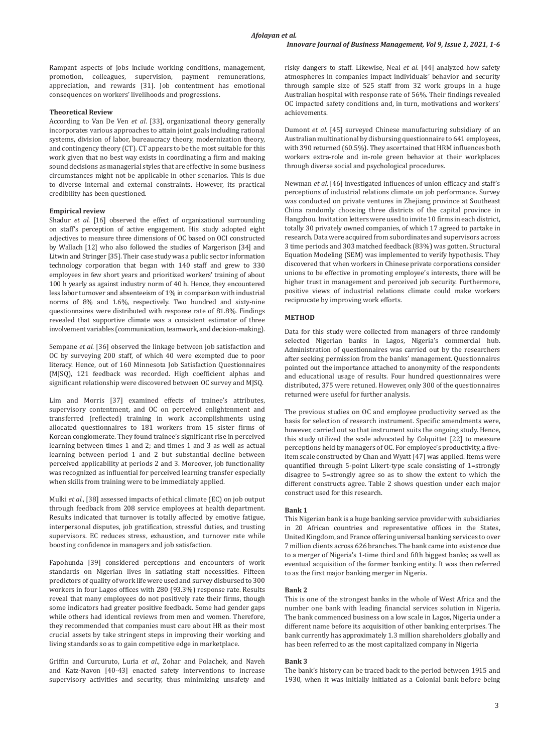Rampant aspects of jobs include working conditions, management, promotion, colleagues, supervision, payment remunerations, appreciation, and rewards [31]. Job contentment has emotional consequences on workers' livelihoods and progressions.

### Theoretical Review

According to Van De Ven *et al*. [33], organizational theory generally incorporates various approaches to attain joint goals including rational systems, division of labor, bureaucracy theory, modernization theory, and contingency theory (CT). CT appears to be the most suitable for this work given that no best way exists in coordinating a firm and making sound decisions as managerial styles that are effective in some business circumstances might not be applicable in other scenarios. This is due to diverse internal and external constraints. However, its practical credibility has been questioned.

### Empirical review

Shadur *et al*. [16] observed the effect of organizational surrounding on staff's perception of active engagement. His study adopted eight adjectives to measure three dimensions of OC based on OCI constructed by Wallach [12] who also followed the studies of Margerison [34] and Litwin and Stringer [35]. Their case study was a public sector information technology corporation that began with 140 staff and grew to 330 employees in few short years and prioritized workers' training of about 100 h yearly as against industry norm of 40 h. Hence, they encountered less labor turnover and absenteeism of 1% in comparison with industrial norms of 8% and 1.6%, respectively. Two hundred and sixty-nine questionnaires were distributed with response rate of 81.8%. Findings revealed that supportive climate was a consistent estimator of three involvement variables (communication, teamwork, and decision-making).

Sempane *et al*. [36] observed the linkage between job satisfaction and OC by surveying 200 staff, of which 40 were exempted due to poor literacy. Hence, out of 160 Minnesota Job Satisfaction Questionnaires (MJSQ), 121 feedback was recorded. High coefficient alphas and significant relationship were discovered between OC survey and MJSQ.

Lim and Morris [37] examined effects of trainee's attributes, supervisory contentment, and OC on perceived enlightenment and transferred (reflected) training in work accomplishments using allocated questionnaires to 181 workers from 15 sister firms of Korean conglomerate. They found trainee's significant rise in perceived learning between times 1 and 2; and times 1 and 3 as well as actual learning between period 1 and 2 but substantial decline between perceived applicability at periods 2 and 3. Moreover, job functionality was recognized as influential for perceived learning transfer especially when skills from training were to be immediately applied.

Mulki *et al*., [38] assessed impacts of ethical climate (EC) on job output through feedback from 208 service employees at health department. Results indicated that turnover is totally affected by emotive fatigue, interpersonal disputes, job gratification, stressful duties, and trusting supervisors. EC reduces stress, exhaustion, and turnover rate while boosting confidence in managers and job satisfaction.

Fapohunda [39] considered perceptions and encounters of work standards on Nigerian lives in satiating staff necessities. Fifteen predictors of quality of work life were used and survey disbursed to 300 workers in four Lagos offices with 280 (93.3%) response rate. Results reveal that many employees do not positively rate their firms, though some indicators had greater positive feedback. Some had gender gaps while others had identical reviews from men and women. Therefore, they recommended that companies must care about HR as their most crucial assets by take stringent steps in improving their working and living standards so as to gain competitive edge in marketplace.

Griffin and Curcuruto, Luria *et al*., Zohar and Polachek, and Naveh and Katz-Navon [40-43] enacted safety interventions to increase supervisory activities and security, thus minimizing unsafety and risky dangers to staff. Likewise, Neal *et al*. [44] analyzed how safety atmospheres in companies impact individuals' behavior and security through sample size of 525 staff from 32 work groups in a huge Australian hospital with response rate of 56%. Their findings revealed OC impacted safety conditions and, in turn, motivations and workers' achievements.

Dumont *et al*. [45] surveyed Chinese manufacturing subsidiary of an Australian multinational by disbursing questionnaire to 641 employees, with 390 returned (60.5%). They ascertained that HRM influences both workers extra-role and in-role green behavior at their workplaces through diverse social and psychological procedures.

Newman *et al*. [46] investigated influences of union efficacy and staff's perceptions of industrial relations climate on job performance. Survey was conducted on private ventures in Zhejiang province at Southeast China randomly choosing three districts of the capital province in Hangzhou. Invitation letters were used to invite 10 firms in each district, totally 30 privately owned companies, of which 17 agreed to partake in research. Data were acquired from subordinates and supervisors across 3 time periods and 303 matched feedback (83%) was gotten. Structural Equation Modeling (SEM) was implemented to verify hypothesis. They discovered that when workers in Chinese private corporations consider unions to be effective in promoting employee's interests, there will be higher trust in management and perceived job security. Furthermore, positive views of industrial relations climate could make workers reciprocate by improving work efforts.

## METHOD

Data for this study were collected from managers of three randomly selected Nigerian banks in Lagos, Nigeria's commercial hub. Administration of questionnaires was carried out by the researchers after seeking permission from the banks' management. Questionnaires pointed out the importance attached to anonymity of the respondents and educational usage of results. Four hundred questionnaires were distributed, 375 were retuned. However, only 300 of the questionnaires returned were useful for further analysis.

The previous studies on OC and employee productivity served as the basis for selection of research instrument. Specific amendments were, however, carried out so that instrument suits the ongoing study. Hence, this study utilized the scale advocated by Colquittet [22] to measure perceptions held by managers of OC. For employee's productivity, a five-item scale constructed by Chan and Wyatt [47] was applied. Items were quantified through 5-point Likert-type scale consisting of 1=strongly disagree to 5=strongly agree so as to show the extent to which the different constructs agree. Table 2 shows question under each major construct used for this research.

### Bank 1

This Nigerian bank is a huge banking service provider with subsidiaries in 20 African countries and representative offices in the States, United Kingdom, and France offering universal banking services to over 7 million clients across 626 branches. The bank came into existence due to a merger of Nigeria's 1-time third and fifth biggest banks; as well as eventual acquisition of the former banking entity. It was then referred to as the first major banking merger in Nigeria.

### Bank 2

This is one of the strongest banks in the whole of West Africa and the number one bank with leading financial services solution in Nigeria. The bank commenced business on a low scale in Lagos, Nigeria under a different name before its acquisition of other banking enterprises. The bank currently has approximately 1.3 million shareholders globally and has been referred to as the most capitalized company in Nigeria

### Bank 3

The bank's history can be traced back to the period between 1915 and 1930, when it was initially initiated as a Colonial bank before being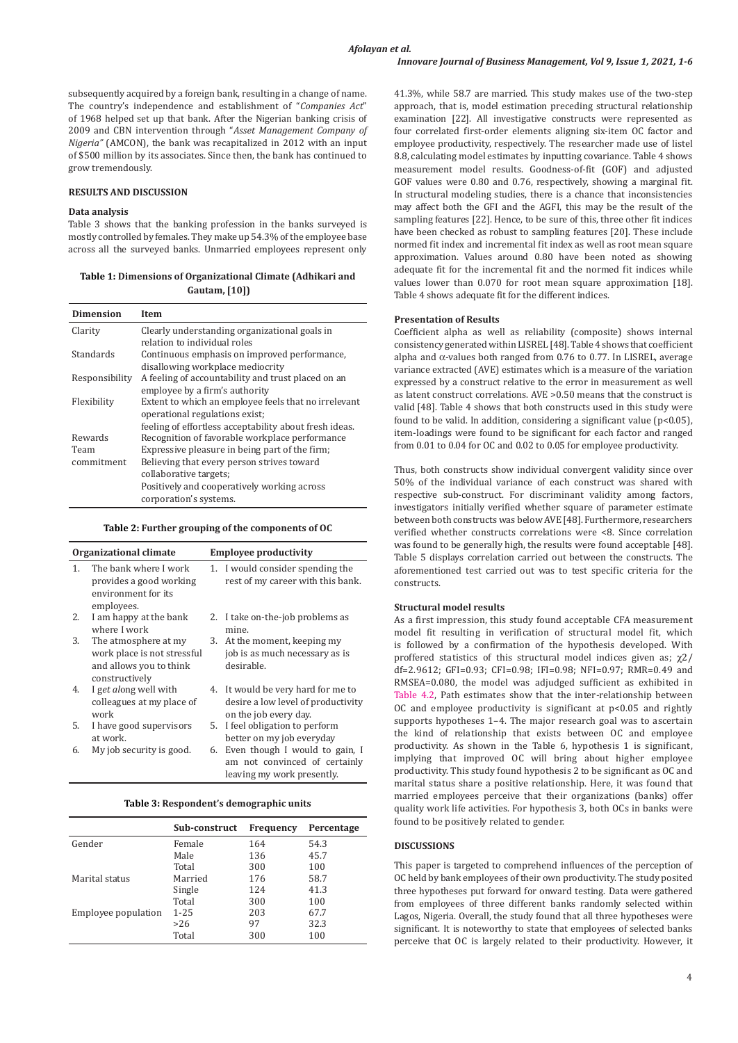subsequently acquired by a foreign bank, resulting in a change of name. The country's independence and establishment of "*Companies Act*" of 1968 helped set up that bank. After the Nigerian banking crisis of 2009 and CBN intervention through "*Asset Management Company of Nigeria*" (AMCON), the bank was recapitalized in 2012 with an input of $500 million by its associates. Since then, the bank has continued to grow tremendously.

## RESULTS AND DISCUSSION

### Data analysis

Table 3 shows that the banking profession in the banks surveyed is mostly controlled by females. They make up 54.3% of the employee base across all the surveyed banks. Unmarried employees represent only 41.3%, while 58.7 are married. This study makes use of the two-step approach, that is, model estimation preceding structural relationship examination [22]. All investigative constructs were represented as four correlated first-order elements aligning six-item OC factor and employee productivity, respectively. The researcher made use of listel 8.8, calculating model estimates by inputting covariance. Table 4 shows measurement model results. Goodness-of-fit (GOF) and adjusted GOF values were 0.80 and 0.76, respectively, showing a marginal fit. In structural modeling studies, there is a chance that inconsistencies may affect both the GFI and the AGFI, this may be the result of the sampling features [22]. Hence, to be sure of this, three other fit indices have been checked as robust to sampling features [20]. These include normed fit index and incremental fit index as well as root mean square approximation. Values around 0.80 have been noted as showing adequate fit for the incremental fit and the normed fit indices while values lower than 0.070 for root mean square approximation [18]. Table 4 shows adequate fit for the different indices.

**Table 1: Dimensions of Organizational Climate (Adhikari and Gautam, [10])**

| Dimension | Item |
|---|---|
| Clarity | Clearly understanding organizational goals in relation to individual roles |
| Standards | Continuous emphasis on improved performance, disallowing workplace mediocrity |
| Responsibility | A feeling of accountability and trust placed on an employee by a firm's authority |
| Flexibility | Extent to which an employee feels that no irrelevant operational regulations exist; feeling of effortless acceptability about fresh ideas. |
| Rewards | Recognition of favorable workplace performance |
| Team commitment | Expressive pleasure in being part of the firm; Believing that every person strives toward collaborative targets; Positively and cooperatively working across corporation's systems. |

**Table 2: Further grouping of the components of OC**

| Organizational climate | Employee productivity |
|---|---|
| 1. The bank where I work provides a good working environment for its employees. | 1. I would consider spending the rest of my career with this bank. |
| 2. I am happy at the bank where I work | 2. I take on-the-job problems as mine. |
| 3. The atmosphere at my work place is not stressful and allows you to think constructively | 3. At the moment, keeping my job is as much necessary as is desirable. |
| 4. I get along well with colleagues at my place of work | 4. It would be very hard for me to desire a low level of productivity on the job every day. |
| 5. I have good supervisors at work. | 5. I feel obligation to perform better on my job everyday |
| 6. My job security is good. | 6. Even though I would to gain, I am not convinced of certainly leaving my work presently. |

**Table 3: Respondent's demographic units**

| | Sub-construct | Frequency | Percentage |
|---|---|---|---|
| Gender | Female | 164 | 54.3 |
| | Male | 136 | 45.7 |
| | Total | 300 | 100 |
| Marital status | Married | 176 | 58.7 |
| | Single | 124 | 41.3 |
| | Total | 300 | 100 |
| Employee population | 1-25 | 203 | 67.7 |
| | >26 | 97 | 32.3 |
| | Total | 300 | 100 |

### Presentation of Results

Coefficient alpha as well as reliability (composite) shows internal consistency generated within LISREL [48]. Table 4 shows that coefficient alpha and α-values both ranged from 0.76 to 0.77. In LISREL, average variance extracted (AVE) estimates which is a measure of the variation expressed by a construct relative to the error in measurement as well as latent construct correlations. AVE >0.50 means that the construct is valid [48]. Table 4 shows that both constructs used in this study were found to be valid. In addition, considering a significant value ($p<0.05$), item-loadings were found to be significant for each factor and ranged from 0.01 to 0.04 for OC and 0.02 to 0.05 for employee productivity.

Thus, both constructs show individual convergent validity since over 50% of the individual variance of each construct was shared with respective sub-construct. For discriminant validity among factors, investigators initially verified whether square of parameter estimate between both constructs was below AVE [48]. Furthermore, researchers verified whether constructs correlations were <8. Since correlation was found to be generally high, the results were found acceptable [48]. Table 5 displays correlation carried out between the constructs. The aforementioned test carried out was to test specific criteria for the constructs.

### Structural model results

As a first impression, this study found acceptable CFA measurement model fit resulting in verification of structural model fit, which is followed by a confirmation of the hypothesis developed. With proffered statistics of this structural model indices given as; $\chi 2/df=2.9612$; GFI=0.93; CFI=0.98; IFI=0.98; NFI=0.97; RMR=0.49 and RMSEA=0.080, the model was adjudged sufficient as exhibited in Table 4.2, Path estimates show that the inter-relationship between OC and employee productivity is significant at $p<0.05$ and rightly supports hypotheses 1–4. The major research goal was to ascertain the kind of relationship that exists between OC and employee productivity. As shown in the Table 6, hypothesis 1 is significant, implying that improved OC will bring about higher employee productivity. This study found hypothesis 2 to be significant as OC and marital status share a positive relationship. Here, it was found that married employees perceive that their organizations (banks) offer quality work life activities. For hypothesis 3, both OCs in banks were found to be positively related to gender.

## DISCUSSIONS

This paper is targeted to comprehend influences of the perception of OC held by bank employees of their own productivity. The study posited three hypotheses put forward for onward testing. Data were gathered from employees of three different banks randomly selected within Lagos, Nigeria. Overall, the study found that all three hypotheses were significant. It is noteworthy to state that employees of selected banks perceive that OC is largely related to their productivity. However, it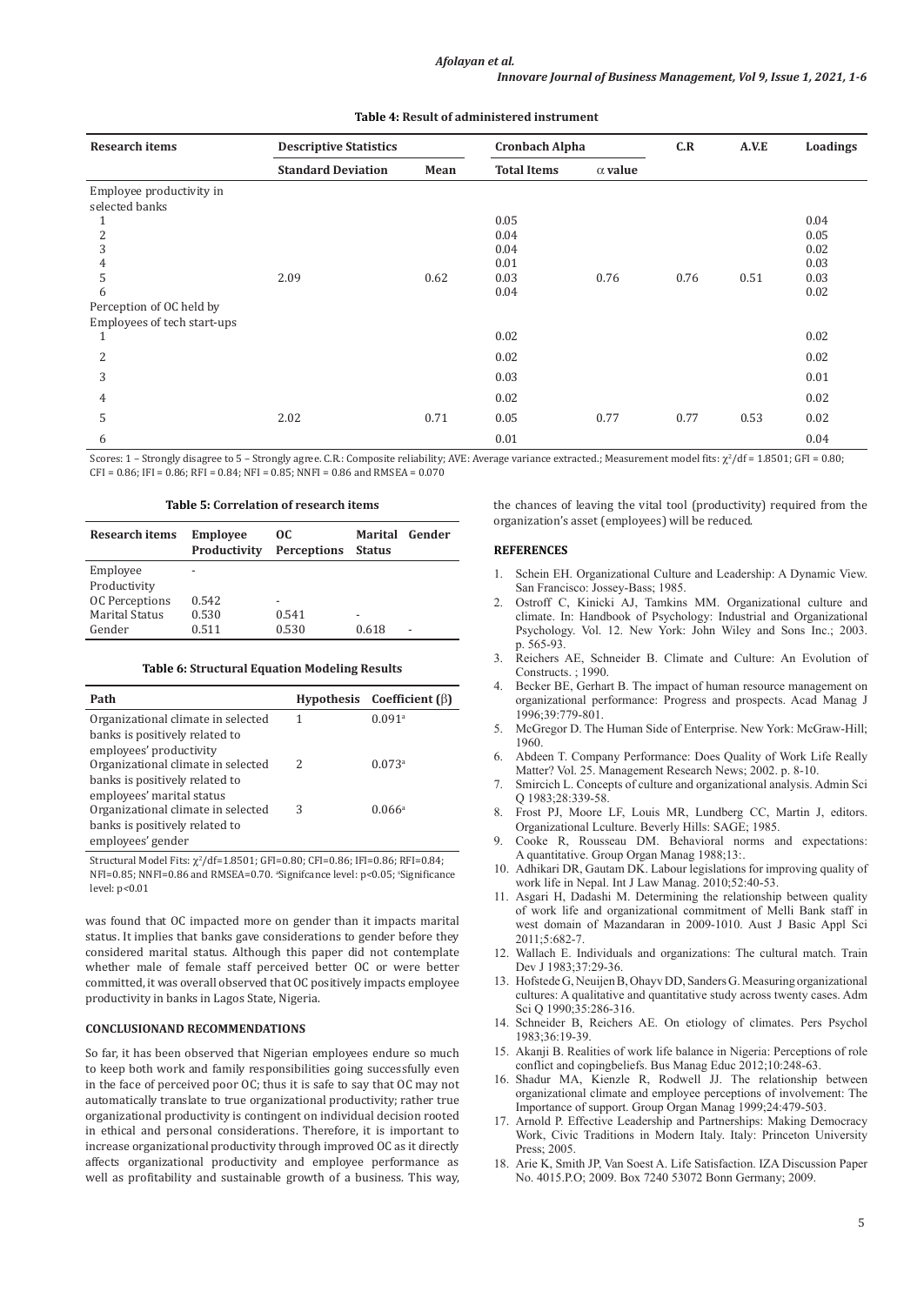**Table 4: Result of administered instrument**

| Research items | Descriptive Statistics | | Cronbach Alpha | | C.R | A.V.E | Loadings |
|---|---|---|---|---|---|---|---|
| | Standard Deviation | Mean | Total Items | α value | | | |
| Employee productivity in selected banks | | | | | | | |
| 1 | | | 0.05 | | | | 0.04 |
| 2 | | | 0.04 | | | | 0.05 |
| 3 | | | 0.04 | | | | 0.02 |
| 4 | | | 0.01 | | | | 0.03 |
| 5 | 2.09 | 0.62 | 0.03 | 0.76 | 0.76 | 0.51 | 0.03 |
| 6 | | | 0.04 | | | | 0.02 |
| Perception of OC held by Employees of tech start-ups | | | | | | | |
| 1 | | | 0.02 | | | | 0.02 |
| 2 | | | 0.02 | | | | 0.02 |
| 3 | | | 0.03 | | | | 0.01 |
| 4 | | | 0.02 | | | | 0.02 |
| 5 | 2.02 | 0.71 | 0.05 | 0.77 | 0.77 | 0.53 | 0.02 |
| 6 | | | 0.01 | | | | 0.04 |

Scores: 1 – Strongly disagree to 5 – Strongly agree. C.R.: Composite reliability; AVE: Average variance extracted.; Measurement model fits: $\chi^2/df = 1.8501$; GFI = 0.80; CFI = 0.86; IFI = 0.86; RFI = 0.84; NFI = 0.85; NNFI = 0.86 and RMSEA = 0.070

**Table 5: Correlation of research items**

| Research items | Employee Productivity | OC Perceptions | Marital Status | Gender |
|---|---|---|---|---|
| Employee Productivity | - | | | |
| OC Perceptions | 0.542 | - | | |
| Marital Status | 0.530 | 0.541 | - | |
| Gender | 0.511 | 0.530 | 0.618 | - |

**Table 6: Structural Equation Modeling Results**

| Path | Hypothesis | Coefficient (β) |
|---|---|---|
| Organizational climate in selected banks is positively related to employees' productivity | 1 | 0.091[a] |
| Organizational climate in selected banks is positively related to employees' marital status | 2 | 0.073[a] |
| Organizational climate in selected banks is positively related to employees' gender | 3 | 0.066[a] |

Structural Model Fits: $\chi^2$/df=1.8501; GFI=0.80; CFI=0.86; IFI=0.86; RFI=0.84; NFI=0.85; NNFI=0.86 and RMSEA=0.70. [a]Signifcance level: $p<0.05$; [a]Significance level: $p<0.01$

was found that OC impacted more on gender than it impacts marital status. It implies that banks gave considerations to gender before they considered marital status. Although this paper did not contemplate whether male of female staff perceived better OC or were better committed, it was overall observed that OC positively impacts employee productivity in banks in Lagos State, Nigeria.

## CONCLUSIONAND RECOMMENDATIONS

So far, it has been observed that Nigerian employees endure so much to keep both work and family responsibilities going successfully even in the face of perceived poor OC; thus it is safe to say that OC may not automatically translate to true organizational productivity; rather true organizational productivity is contingent on individual decision rooted in ethical and personal considerations. Therefore, it is important to increase organizational productivity through improved OC as it directly affects organizational productivity and employee performance as well as profitability and sustainable growth of a business. This way, the chances of leaving the vital tool (productivity) required from the organization's asset (employees) will be reduced.

## REFERENCES

1. Schein EH. Organizational Culture and Leadership: A Dynamic View. San Francisco: Jossey-Bass; 1985.
2. Ostroff C, Kinicki AJ, Tamkins MM. Organizational culture and climate. In: Handbook of Psychology: Industrial and Organizational Psychology. Vol. 12. New York: John Wiley and Sons Inc.; 2003. p. 565-93.
3. Reichers AE, Schneider B. Climate and Culture: An Evolution of Constructs. ; 1990.
4. Becker BE, Gerhart B. The impact of human resource management on organizational performance: Progress and prospects. Acad Manag J 1996;39:779-801.
5. McGregor D. The Human Side of Enterprise. New York: McGraw-Hill; 1960.
6. Abdeen T. Company Performance: Does Quality of Work Life Really Matter? Vol. 25. Management Research News; 2002. p. 8-10.
7. Smircich L. Concepts of culture and organizational analysis. Admin Sci Q 1983;28:339-58.
8. Frost PJ, Moore LF, Louis MR, Lundberg CC, Martin J, editors. Organizational Lculture. Beverly Hills: SAGE; 1985.
9. Cooke R, Rousseau DM. Behavioral norms and expectations: A quantitative. Group Organ Manag 1988;13:.
10. Adhikari DR, Gautam DK. Labour legislations for improving quality of work life in Nepal. Int J Law Manag. 2010;52:40-53.
11. Asgari H, Dadashi M. Determining the relationship between quality of work life and organizational commitment of Melli Bank staff in west domain of Mazandaran in 2009-1010. Aust J Basic Appl Sci 2011;5:682-7.
12. Wallach E. Individuals and organizations: The cultural match. Train Dev J 1983;37:29-36.
13. Hofstede G, Neuijen B, Ohayv DD, Sanders G. Measuring organizational cultures: A qualitative and quantitative study across twenty cases. Adm Sci Q 1990;35:286-316.
14. Schneider B, Reichers AE. On etiology of climates. Pers Psychol 1983;36:19-39.
15. Akanji B. Realities of work life balance in Nigeria: Perceptions of role conflict and copingbeliefs. Bus Manag Educ 2012;10:248-63.
16. Shadur MA, Kienzle R, Rodwell JJ. The relationship between organizational climate and employee perceptions of involvement: The Importance of support. Group Organ Manag 1999;24:479-503.
17. Arnold P. Effective Leadership and Partnerships: Making Democracy Work, Civic Traditions in Modern Italy. Italy: Princeton University Press; 2005.
18. Arie K, Smith JP, Van Soest A. Life Satisfaction. IZA Discussion Paper No. 4015.P.O; 2009. Box 7240 53072 Bonn Germany; 2009.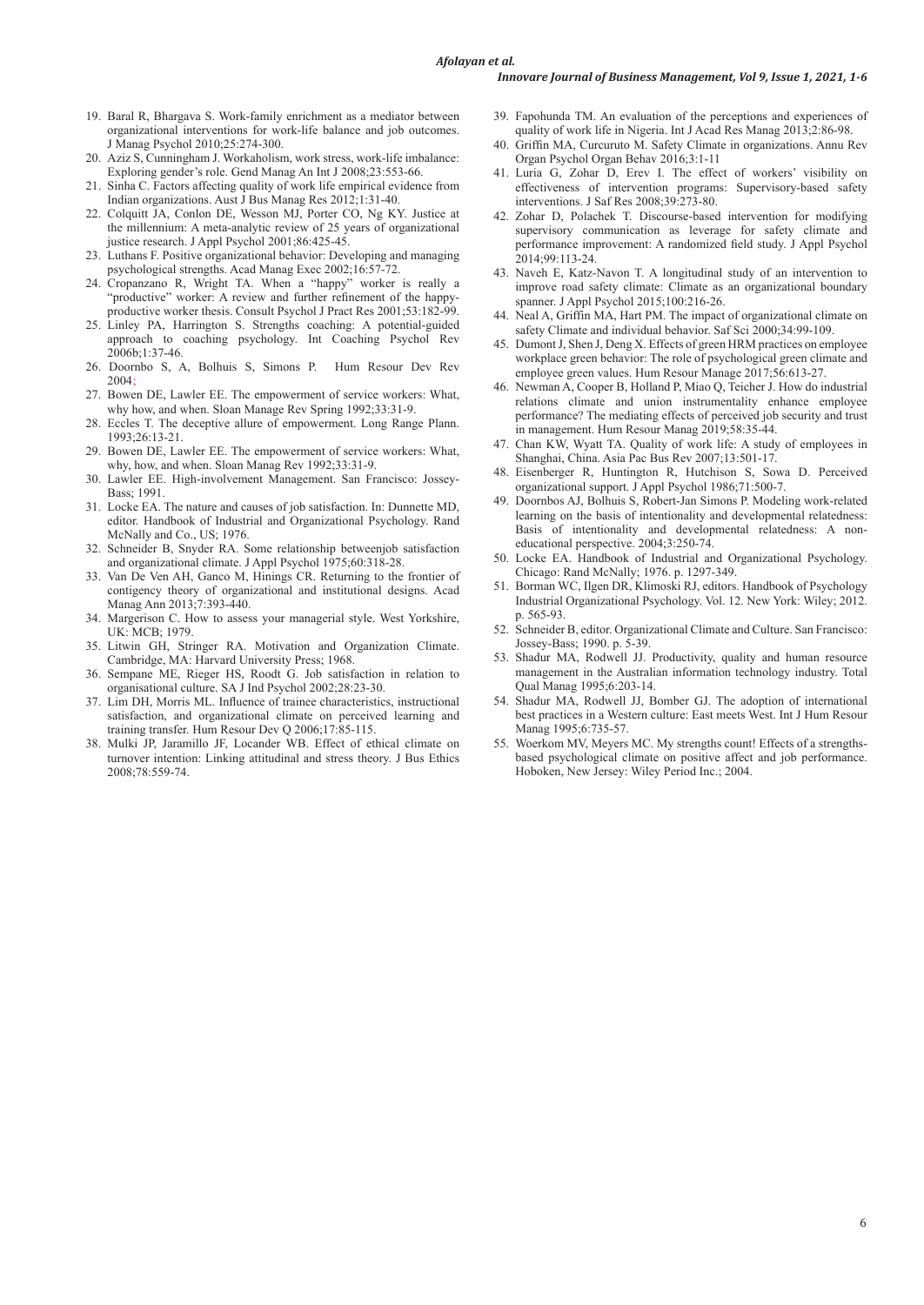19. Baral R, Bhargava S. Work-family enrichment as a mediator between organizational interventions for work-life balance and job outcomes. J Manag Psychol 2010;25:274-300.
20. Aziz S, Cunningham J. Workaholism, work stress, work-life imbalance: Exploring gender's role. Gend Manag An Int J 2008;23:553-66.
21. Sinha C. Factors affecting quality of work life empirical evidence from Indian organizations. Aust J Bus Manag Res 2012;1:31-40.
22. Colquitt JA, Conlon DE, Wesson MJ, Porter CO, Ng KY. Justice at the millennium: A meta-analytic review of 25 years of organizational justice research. J Appl Psychol 2001;86:425-45.
23. Luthans F. Positive organizational behavior: Developing and managing psychological strengths. Acad Manag Exec 2002;16:57-72.
24. Cropanzano R, Wright TA. When a "happy" worker is really a "productive" worker: A review and further refinement of the happy-productive worker thesis. Consult Psychol J Pract Res 2001;53:182-99.
25. Linley PA, Harrington S. Strengths coaching: A potential-guided approach to coaching psychology. Int Coaching Psychol Rev 2006b;1:37-46.
26. Doornbo S, A, Bolhuis S, Simons P. Hum Resour Dev Rev 2004;
27. Bowen DE, Lawler EE. The empowerment of service workers: What, why how, and when. Sloan Manage Rev Spring 1992;33:31-9.
28. Eccles T. The deceptive allure of empowerment. Long Range Plann. 1993;26:13-21.
29. Bowen DE, Lawler EE. The empowerment of service workers: What, why, how, and when. Sloan Manag Rev 1992;33:31-9.
30. Lawler EE. High-involvement Management. San Francisco: Jossey-Bass; 1991.
31. Locke EA. The nature and causes of job satisfaction. In: Dunnette MD, editor. Handbook of Industrial and Organizational Psychology. Rand McNally and Co., US; 1976.
32. Schneider B, Snyder RA. Some relationship betweenjob satisfaction and organizational climate. J Appl Psychol 1975;60:318-28.
33. Van De Ven AH, Ganco M, Hinings CR. Returning to the frontier of contigency theory of organizational and institutional designs. Acad Manag Ann 2013;7:393-440.
34. Margerison C. How to assess your managerial style. West Yorkshire, UK: MCB; 1979.
35. Litwin GH, Stringer RA. Motivation and Organization Climate. Cambridge, MA: Harvard University Press; 1968.
36. Sempane ME, Rieger HS, Roodt G. Job satisfaction in relation to organisational culture. SA J Ind Psychol 2002;28:23-30.
37. Lim DH, Morris ML. Influence of trainee characteristics, instructional satisfaction, and organizational climate on perceived learning and training transfer. Hum Resour Dev Q 2006;17:85-115.
38. Mulki JP, Jaramillo JF, Locander WB. Effect of ethical climate on turnover intention: Linking attitudinal and stress theory. J Bus Ethics 2008;78:559-74.
39. Fapohunda TM. An evaluation of the perceptions and experiences of quality of work life in Nigeria. Int J Acad Res Manag 2013;2:86-98.
40. Griffin MA, Curcuruto M. Safety Climate in organizations. Annu Rev Organ Psychol Organ Behav 2016;3:1-11
41. Luria G, Zohar D, Erev I. The effect of workers' visibility on effectiveness of intervention programs: Supervisory-based safety interventions. J Saf Res 2008;39:273-80.
42. Zohar D, Polachek T. Discourse-based intervention for modifying supervisory communication as leverage for safety climate and performance improvement: A randomized field study. J Appl Psychol 2014;99:113-24.
43. Naveh E, Katz-Navon T. A longitudinal study of an intervention to improve road safety climate: Climate as an organizational boundary spanner. J Appl Psychol 2015;100:216-26.
44. Neal A, Griffin MA, Hart PM. The impact of organizational climate on safety Climate and individual behavior. Saf Sci 2000;34:99-109.
45. Dumont J, Shen J, Deng X. Effects of green HRM practices on employee workplace green behavior: The role of psychological green climate and employee green values. Hum Resour Manage 2017;56:613-27.
46. Newman A, Cooper B, Holland P, Miao Q, Teicher J. How do industrial relations climate and union instrumentality enhance employee performance? The mediating effects of perceived job security and trust in management. Hum Resour Manag 2019;58:35-44.
47. Chan KW, Wyatt TA. Quality of work life: A study of employees in Shanghai, China. Asia Pac Bus Rev 2007;13:501-17.
48. Eisenberger R, Huntington R, Hutchison S, Sowa D. Perceived organizational support. J Appl Psychol 1986;71:500-7.
49. Doornbos AJ, Bolhuis S, Robert-Jan Simons P. Modeling work-related learning on the basis of intentionality and developmental relatedness: Basis of intentionality and developmental relatedness: A non-educational perspective. 2004;3:250-74.
50. Locke EA. Handbook of Industrial and Organizational Psychology. Chicago: Rand McNally; 1976. p. 1297-349.
51. Borman WC, Ilgen DR, Klimoski RJ, editors. Handbook of Psychology Industrial Organizational Psychology. Vol. 12. New York: Wiley; 2012. p. 565-93.
52. Schneider B, editor. Organizational Climate and Culture. San Francisco: Jossey-Bass; 1990. p. 5-39.
53. Shadur MA, Rodwell JJ. Productivity, quality and human resource management in the Australian information technology industry. Total Qual Manag 1995;6:203-14.
54. Shadur MA, Rodwell JJ, Bomber GJ. The adoption of international best practices in a Western culture: East meets West. Int J Hum Resour Manag 1995;6:735-57.
55. Woerkom MV, Meyers MC. My strengths count! Effects of a strengths-based psychological climate on positive affect and job performance. Hoboken, New Jersey: Wiley Period Inc.; 2004.